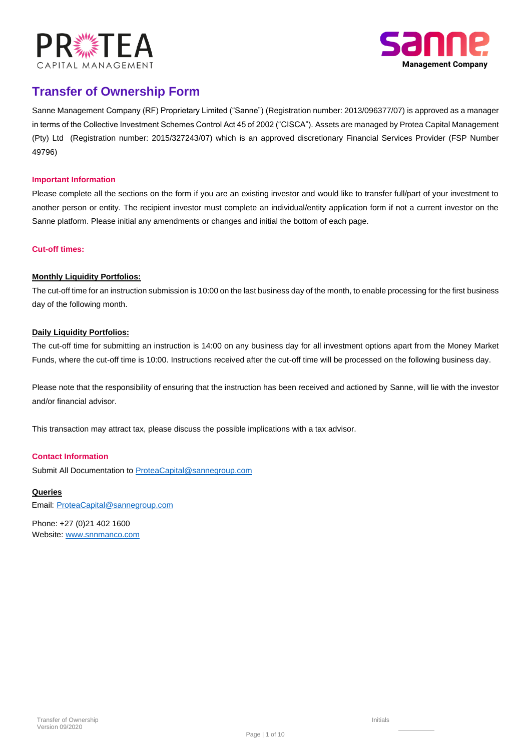# Transfer of Ownership Form

Sanne Management Company (RF) Proprietary Limited ("Sanne") (Registration number: 2013/096377/07) is approved as a manager in terms of the Collective Investment Schemes Control Act 45 of 2002 ("CISCA"). Assets are managed by Protea Capital Management (Pty) Ltd (Registration number: 2015/327243/07) which is an approved discretionary Financial Services Provider (FSP Number 49796)

### Important Information

Please complete all the sections on the form if you are an existing investor and would like to transfer full/part of your investment to another person or entity. The recipient investor must complete an individual/entity application form if not a current investor on the Sanne platform. Please initial any amendments or changes and initial the bottom of each page.

### Cut-off times:

**Monthly Liquidity Portfolios:**

The cut-off time for an instruction submission is 10:00 on the last business day of the month, to enable processing for the first business day of the following month.

**Daily Liquidity Portfolios:**

The cut-off time for submitting an instruction is 14:00 on any business day for all investment options apart from the Money Market Funds, where the cut-off time is 10:00. Instructions received after the cut-off time will be processed on the following business day.

Please note that the responsibility of ensuring that the instruction has been received and actioned by Sanne, will lie with the investor and/or financial advisor.

This transaction may attract tax, please discuss the possible implications with a tax advisor.

### Contact Information

Submit All Documentation to ProteaCapital@sannegroup.com

**Queries**

Email: ProteaCapital@sannegroup.com

Phone: +27 (0)21 402 1600

Website: www.snnmanco.com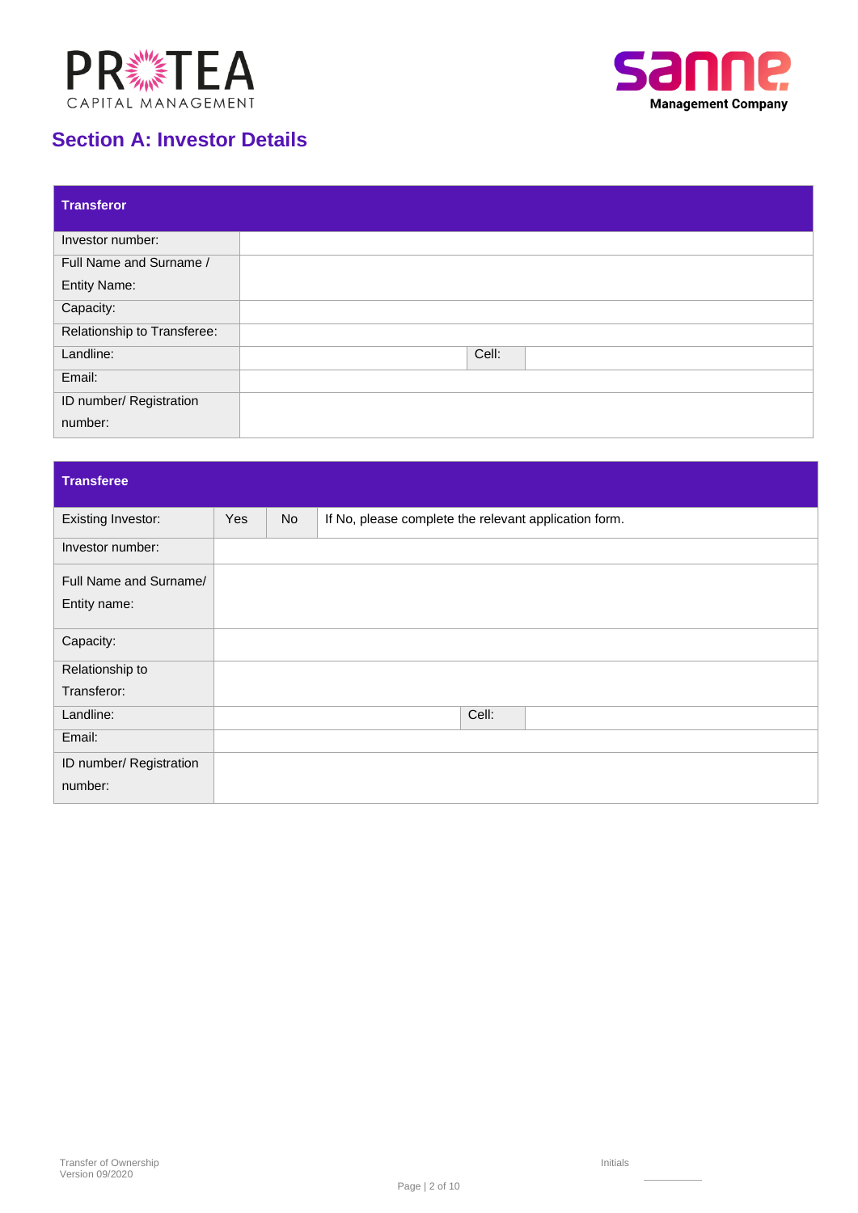## Section A: Investor Details

| Transferor | | | |
|---|---|---|---|
| Investor number: | | | |
| Full Name and Surname / Entity Name: | | | |
| Capacity: | | | |
| Relationship to Transferee: | | | |
| Landline: | | Cell: | |
| Email: | | | |
| ID number/ Registration number: | | | |

| Transferee | | | | | |
|---|---|---|---|---|---|
| Existing Investor: | Yes | No | If No, please complete the relevant application form. | | |
| Investor number: | | | | | |
| Full Name and Surname/ Entity name: | | | | | |
| Capacity: | | | | | |
| Relationship to Transferor: | | | | | |
| Landline: | | | | Cell: | |
| Email: | | | | | |
| ID number/ Registration number: | | | | | |

Transfer of Ownership
Version 09/2020

Initials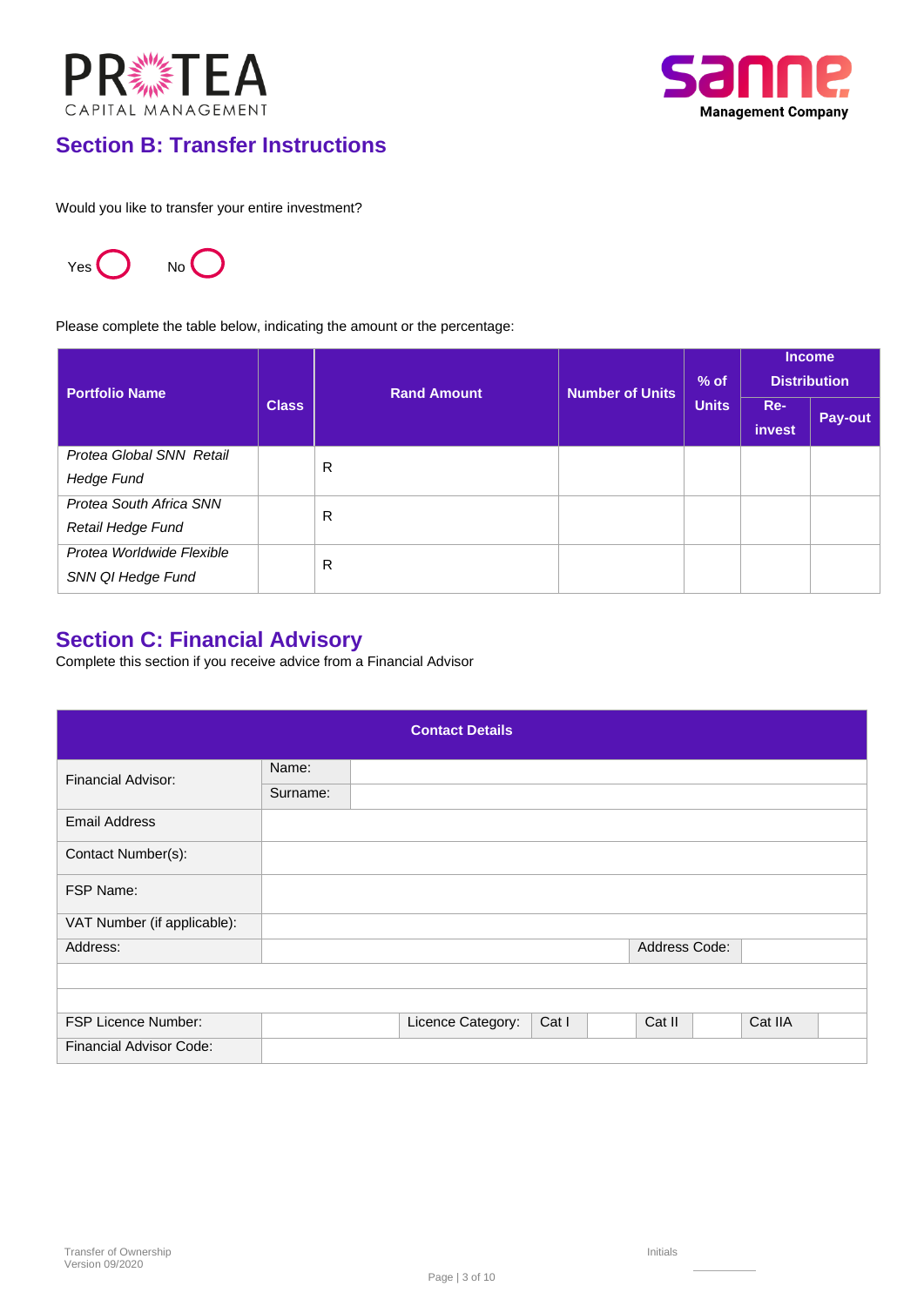## Section B: Transfer Instructions

Would you like to transfer your entire investment?

Yes ◯ No ◯

Please complete the table below, indicating the amount or the percentage:

| Portfolio Name | Class | Rand Amount | Number of Units | % of Units | Income Distribution | |
|---|---|---|---|---|---|---|
| | | | | | Re-invest | Pay-out |
| *Protea Global SNN Retail Hedge Fund* | | R | | | | |
| *Protea South Africa SNN Retail Hedge Fund* | | R | | | | |
| *Protea Worldwide Flexible SNN QI Hedge Fund* | | R | | | | |

## Section C: Financial Advisory

Complete this section if you receive advice from a Financial Advisor

| Contact Details | | | | | | | | |
|---|---|---|---|---|---|---|---|---|
| Financial Advisor: | Name: | | | | | | | |
| | Surname: | | | | | | | |
| Email Address | | | | | | | | |
| Contact Number(s): | | | | | | | | |
| FSP Name: | | | | | | | | |
| VAT Number (if applicable): | | | | | | | | |
| Address: | | | | | Address Code: | | | |
| | | | | | | | | |
| | | | | | | | | |
| FSP Licence Number: | | Licence Category: | Cat I | | Cat II | | Cat IIA | |
| Financial Advisor Code: | | | | | | | | |

Transfer of Ownership
Version 09/2020

Initials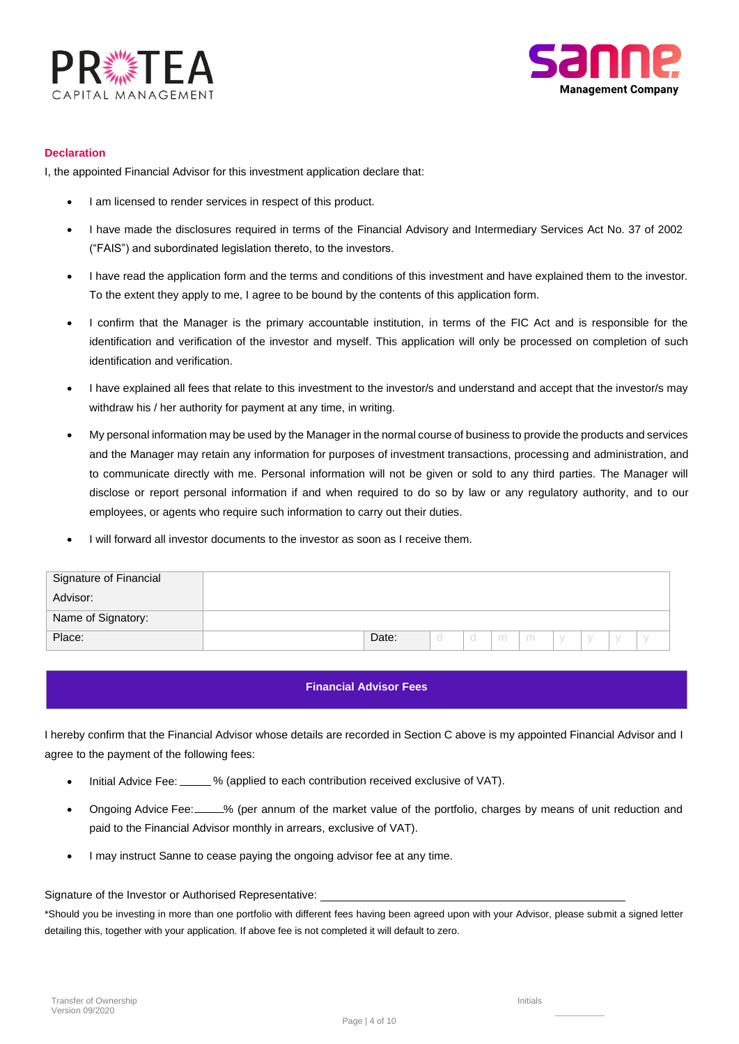### Declaration

I, the appointed Financial Advisor for this investment application declare that:

- I am licensed to render services in respect of this product.
- I have made the disclosures required in terms of the Financial Advisory and Intermediary Services Act No. 37 of 2002 ("FAIS") and subordinated legislation thereto, to the investors.
- I have read the application form and the terms and conditions of this investment and have explained them to the investor. To the extent they apply to me, I agree to be bound by the contents of this application form.
- I confirm that the Manager is the primary accountable institution, in terms of the FIC Act and is responsible for the identification and verification of the investor and myself. This application will only be processed on completion of such identification and verification.
- I have explained all fees that relate to this investment to the investor/s and understand and accept that the investor/s may withdraw his / her authority for payment at any time, in writing.
- My personal information may be used by the Manager in the normal course of business to provide the products and services and the Manager may retain any information for purposes of investment transactions, processing and administration, and to communicate directly with me. Personal information will not be given or sold to any third parties. The Manager will disclose or report personal information if and when required to do so by law or any regulatory authority, and to our employees, or agents who require such information to carry out their duties.
- I will forward all investor documents to the investor as soon as I receive them.

| Signature of Financial Advisor: | | | | | | | | | | |
|---|---|---|---|---|---|---|---|---|---|---|
| Name of Signatory: | | | | | | | | | | |
| Place: | | Date: | d | d | m | m | y | y | y | y |

## Financial Advisor Fees

I hereby confirm that the Financial Advisor whose details are recorded in Section C above is my appointed Financial Advisor and I agree to the payment of the following fees:

- Initial Advice Fee: _____% (applied to each contribution received exclusive of VAT).
- Ongoing Advice Fee:_____% (per annum of the market value of the portfolio, charges by means of unit reduction and paid to the Financial Advisor monthly in arrears, exclusive of VAT).
- I may instruct Sanne to cease paying the ongoing advisor fee at any time.

Signature of the Investor or Authorised Representative: ____________________________________________

*Should you be investing in more than one portfolio with different fees having been agreed upon with your Advisor, please submit a signed letter detailing this, together with your application. If above fee is not completed it will default to zero.

Initials __________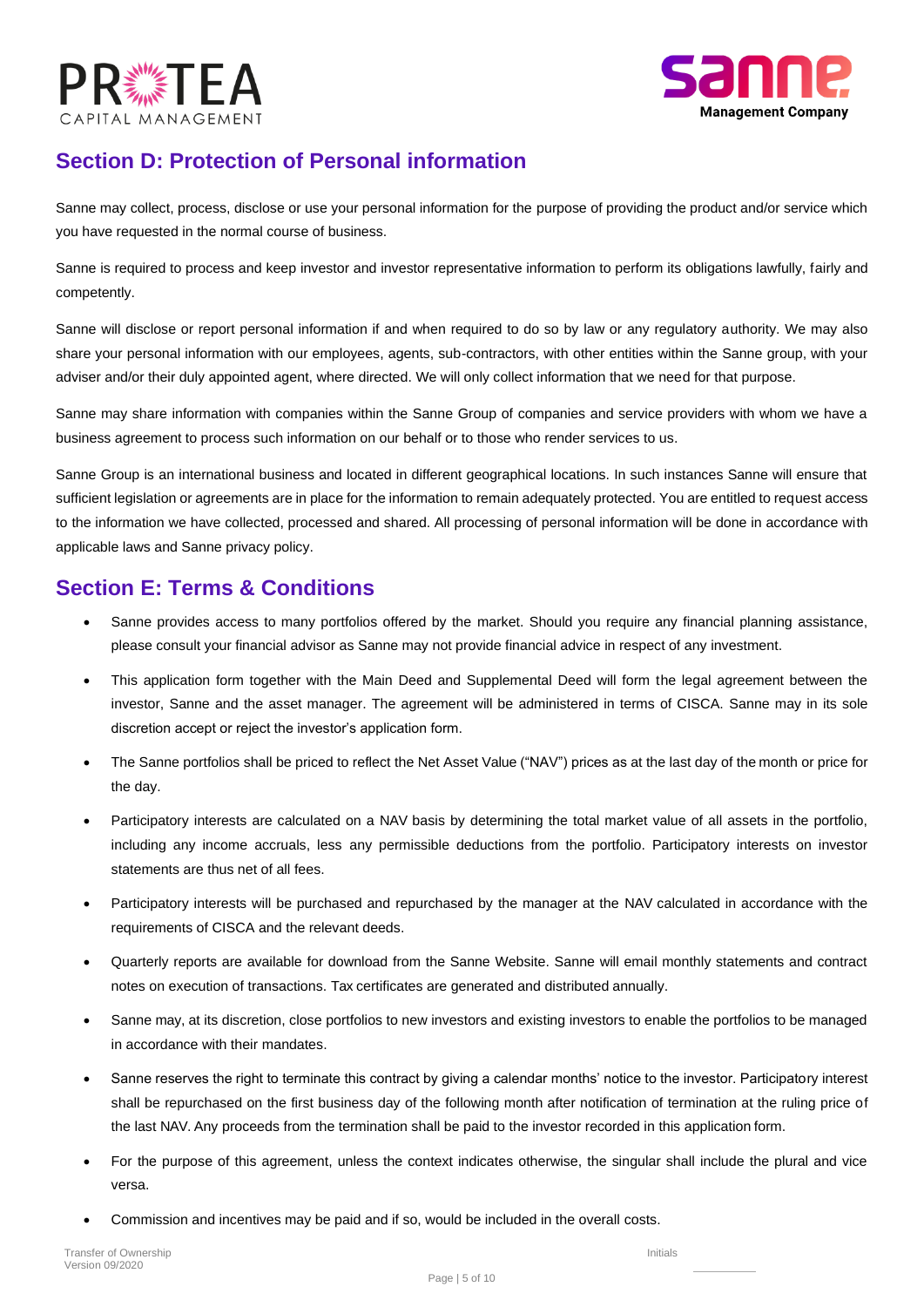## Section D: Protection of Personal information

Sanne may collect, process, disclose or use your personal information for the purpose of providing the product and/or service which you have requested in the normal course of business.

Sanne is required to process and keep investor and investor representative information to perform its obligations lawfully, fairly and competently.

Sanne will disclose or report personal information if and when required to do so by law or any regulatory authority. We may also share your personal information with our employees, agents, sub-contractors, with other entities within the Sanne group, with your adviser and/or their duly appointed agent, where directed. We will only collect information that we need for that purpose.

Sanne may share information with companies within the Sanne Group of companies and service providers with whom we have a business agreement to process such information on our behalf or to those who render services to us.

Sanne Group is an international business and located in different geographical locations. In such instances Sanne will ensure that sufficient legislation or agreements are in place for the information to remain adequately protected. You are entitled to request access to the information we have collected, processed and shared. All processing of personal information will be done in accordance with applicable laws and Sanne privacy policy.

## Section E: Terms & Conditions

- Sanne provides access to many portfolios offered by the market. Should you require any financial planning assistance, please consult your financial advisor as Sanne may not provide financial advice in respect of any investment.
- This application form together with the Main Deed and Supplemental Deed will form the legal agreement between the investor, Sanne and the asset manager. The agreement will be administered in terms of CISCA. Sanne may in its sole discretion accept or reject the investor's application form.
- The Sanne portfolios shall be priced to reflect the Net Asset Value ("NAV") prices as at the last day of the month or price for the day.
- Participatory interests are calculated on a NAV basis by determining the total market value of all assets in the portfolio, including any income accruals, less any permissible deductions from the portfolio. Participatory interests on investor statements are thus net of all fees.
- Participatory interests will be purchased and repurchased by the manager at the NAV calculated in accordance with the requirements of CISCA and the relevant deeds.
- Quarterly reports are available for download from the Sanne Website. Sanne will email monthly statements and contract notes on execution of transactions. Tax certificates are generated and distributed annually.
- Sanne may, at its discretion, close portfolios to new investors and existing investors to enable the portfolios to be managed in accordance with their mandates.
- Sanne reserves the right to terminate this contract by giving a calendar months' notice to the investor. Participatory interest shall be repurchased on the first business day of the following month after notification of termination at the ruling price of the last NAV. Any proceeds from the termination shall be paid to the investor recorded in this application form.
- For the purpose of this agreement, unless the context indicates otherwise, the singular shall include the plural and vice versa.
- Commission and incentives may be paid and if so, would be included in the overall costs.

Initials ____________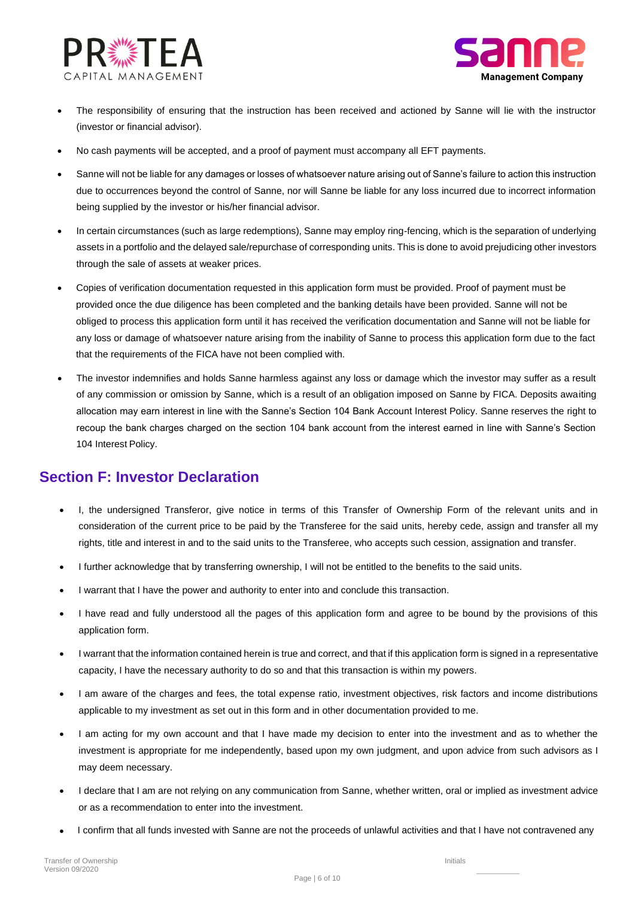- The responsibility of ensuring that the instruction has been received and actioned by Sanne will lie with the instructor (investor or financial advisor).
- No cash payments will be accepted, and a proof of payment must accompany all EFT payments.
- Sanne will not be liable for any damages or losses of whatsoever nature arising out of Sanne's failure to action this instruction due to occurrences beyond the control of Sanne, nor will Sanne be liable for any loss incurred due to incorrect information being supplied by the investor or his/her financial advisor.
- In certain circumstances (such as large redemptions), Sanne may employ ring-fencing, which is the separation of underlying assets in a portfolio and the delayed sale/repurchase of corresponding units. This is done to avoid prejudicing other investors through the sale of assets at weaker prices.
- Copies of verification documentation requested in this application form must be provided. Proof of payment must be provided once the due diligence has been completed and the banking details have been provided. Sanne will not be obliged to process this application form until it has received the verification documentation and Sanne will not be liable for any loss or damage of whatsoever nature arising from the inability of Sanne to process this application form due to the fact that the requirements of the FICA have not been complied with.
- The investor indemnifies and holds Sanne harmless against any loss or damage which the investor may suffer as a result of any commission or omission by Sanne, which is a result of an obligation imposed on Sanne by FICA. Deposits awaiting allocation may earn interest in line with the Sanne's Section 104 Bank Account Interest Policy. Sanne reserves the right to recoup the bank charges charged on the section 104 bank account from the interest earned in line with Sanne's Section 104 Interest Policy.

## Section F: Investor Declaration

- I, the undersigned Transferor, give notice in terms of this Transfer of Ownership Form of the relevant units and in consideration of the current price to be paid by the Transferee for the said units, hereby cede, assign and transfer all my rights, title and interest in and to the said units to the Transferee, who accepts such cession, assignation and transfer.
- I further acknowledge that by transferring ownership, I will not be entitled to the benefits to the said units.
- I warrant that I have the power and authority to enter into and conclude this transaction.
- I have read and fully understood all the pages of this application form and agree to be bound by the provisions of this application form.
- I warrant that the information contained herein is true and correct, and that if this application form is signed in a representative capacity, I have the necessary authority to do so and that this transaction is within my powers.
- I am aware of the charges and fees, the total expense ratio, investment objectives, risk factors and income distributions applicable to my investment as set out in this form and in other documentation provided to me.
- I am acting for my own account and that I have made my decision to enter into the investment and as to whether the investment is appropriate for me independently, based upon my own judgment, and upon advice from such advisors as I may deem necessary.
- I declare that I am are not relying on any communication from Sanne, whether written, oral or implied as investment advice or as a recommendation to enter into the investment.
- I confirm that all funds invested with Sanne are not the proceeds of unlawful activities and that I have not contravened any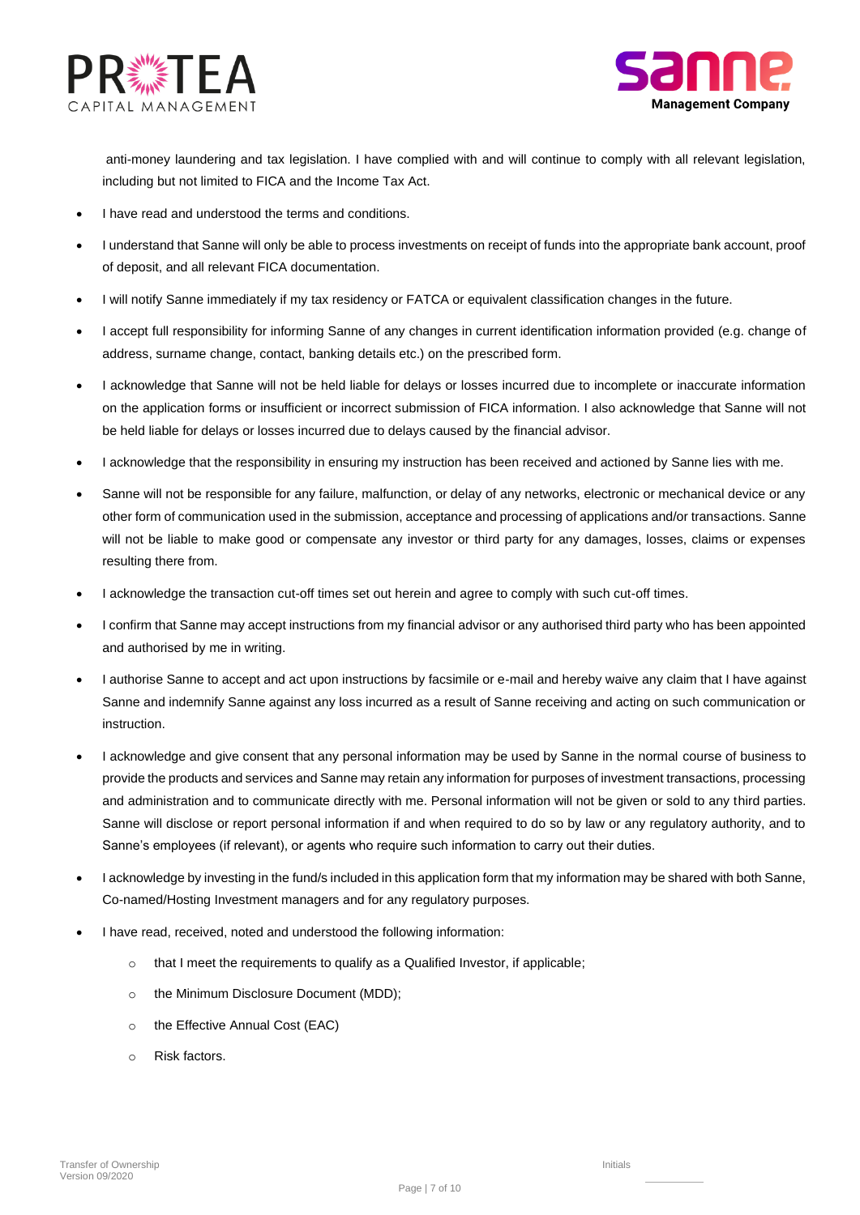anti-money laundering and tax legislation. I have complied with and will continue to comply with all relevant legislation, including but not limited to FICA and the Income Tax Act.

- I have read and understood the terms and conditions.
- I understand that Sanne will only be able to process investments on receipt of funds into the appropriate bank account, proof of deposit, and all relevant FICA documentation.
- I will notify Sanne immediately if my tax residency or FATCA or equivalent classification changes in the future.
- I accept full responsibility for informing Sanne of any changes in current identification information provided (e.g. change of address, surname change, contact, banking details etc.) on the prescribed form.
- I acknowledge that Sanne will not be held liable for delays or losses incurred due to incomplete or inaccurate information on the application forms or insufficient or incorrect submission of FICA information. I also acknowledge that Sanne will not be held liable for delays or losses incurred due to delays caused by the financial advisor.
- I acknowledge that the responsibility in ensuring my instruction has been received and actioned by Sanne lies with me.
- Sanne will not be responsible for any failure, malfunction, or delay of any networks, electronic or mechanical device or any other form of communication used in the submission, acceptance and processing of applications and/or transactions. Sanne will not be liable to make good or compensate any investor or third party for any damages, losses, claims or expenses resulting there from.
- I acknowledge the transaction cut-off times set out herein and agree to comply with such cut-off times.
- I confirm that Sanne may accept instructions from my financial advisor or any authorised third party who has been appointed and authorised by me in writing.
- I authorise Sanne to accept and act upon instructions by facsimile or e-mail and hereby waive any claim that I have against Sanne and indemnify Sanne against any loss incurred as a result of Sanne receiving and acting on such communication or instruction.
- I acknowledge and give consent that any personal information may be used by Sanne in the normal course of business to provide the products and services and Sanne may retain any information for purposes of investment transactions, processing and administration and to communicate directly with me. Personal information will not be given or sold to any third parties. Sanne will disclose or report personal information if and when required to do so by law or any regulatory authority, and to Sanne's employees (if relevant), or agents who require such information to carry out their duties.
- I acknowledge by investing in the fund/s included in this application form that my information may be shared with both Sanne, Co-named/Hosting Investment managers and for any regulatory purposes.
- I have read, received, noted and understood the following information:
  - that I meet the requirements to qualify as a Qualified Investor, if applicable;
  - the Minimum Disclosure Document (MDD);
  - the Effective Annual Cost (EAC)
  - Risk factors.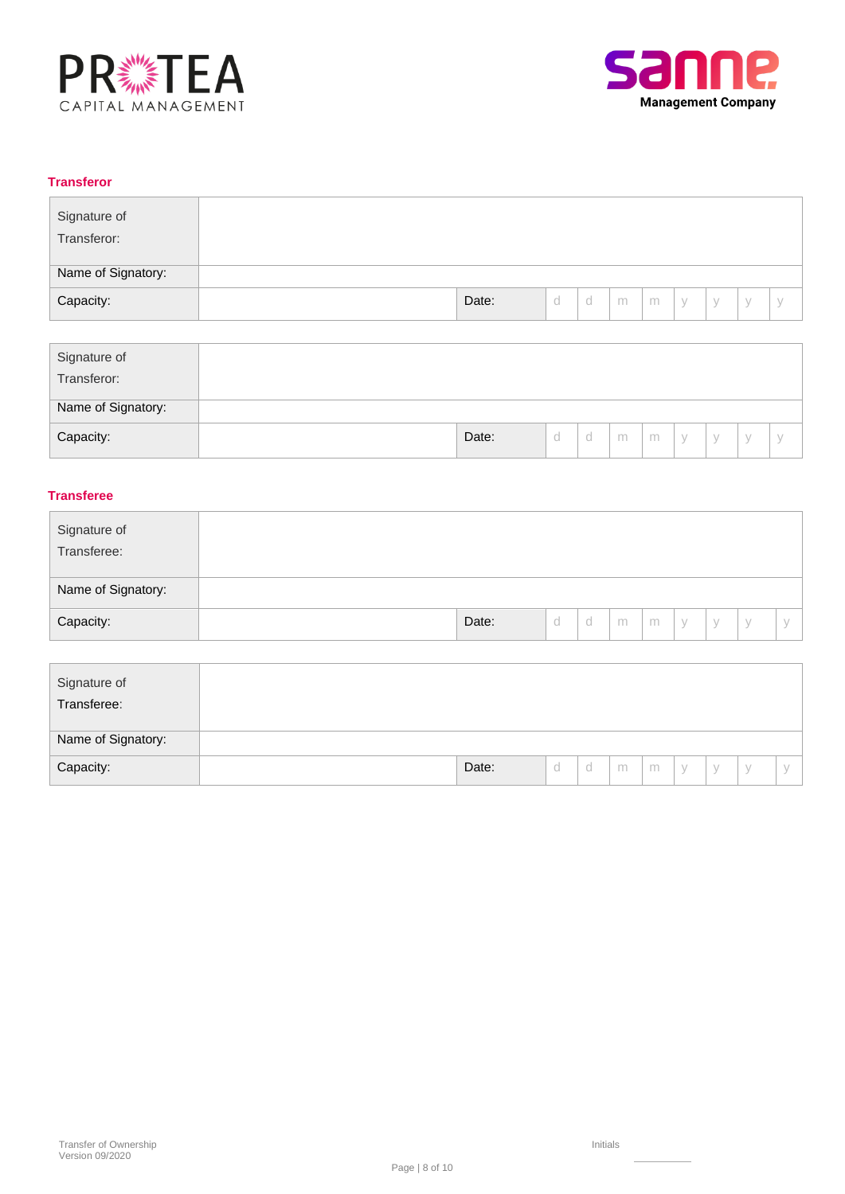PROTEA CAPITAL MANAGEMENT

sanne Management Company

## Transferor

| Signature of Transferor: | | | | | | | | | | |
|---|---|---|---|---|---|---|---|---|---|---|
| Name of Signatory: | | | | | | | | | | |
| Capacity: | | Date: | d | d | m | m | y | y | y | y |

| Signature of Transferor: | | | | | | | | | | |
|---|---|---|---|---|---|---|---|---|---|---|
| Name of Signatory: | | | | | | | | | | |
| Capacity: | | Date: | d | d | m | m | y | y | y | y |

## Transferee

| Signature of Transferee: | | | | | | | | | | |
|---|---|---|---|---|---|---|---|---|---|---|
| Name of Signatory: | | | | | | | | | | |
| Capacity: | | Date: | d | d | m | m | y | y | y | y |

| Signature of Transferee: | | | | | | | | | | |
|---|---|---|---|---|---|---|---|---|---|---|
| Name of Signatory: | | | | | | | | | | |
| Capacity: | | Date: | d | d | m | m | y | y | y | y |

Transfer of Ownership
Version 09/2020

Initials ____________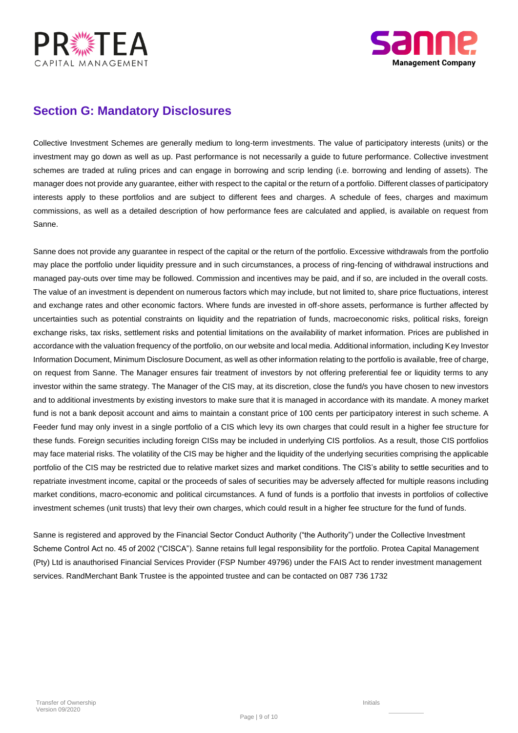## Section G: Mandatory Disclosures

Collective Investment Schemes are generally medium to long-term investments. The value of participatory interests (units) or the investment may go down as well as up. Past performance is not necessarily a guide to future performance. Collective investment schemes are traded at ruling prices and can engage in borrowing and scrip lending (i.e. borrowing and lending of assets). The manager does not provide any guarantee, either with respect to the capital or the return of a portfolio. Different classes of participatory interests apply to these portfolios and are subject to different fees and charges. A schedule of fees, charges and maximum commissions, as well as a detailed description of how performance fees are calculated and applied, is available on request from Sanne.

Sanne does not provide any guarantee in respect of the capital or the return of the portfolio. Excessive withdrawals from the portfolio may place the portfolio under liquidity pressure and in such circumstances, a process of ring-fencing of withdrawal instructions and managed pay-outs over time may be followed. Commission and incentives may be paid, and if so, are included in the overall costs. The value of an investment is dependent on numerous factors which may include, but not limited to, share price fluctuations, interest and exchange rates and other economic factors. Where funds are invested in off-shore assets, performance is further affected by uncertainties such as potential constraints on liquidity and the repatriation of funds, macroeconomic risks, political risks, foreign exchange risks, tax risks, settlement risks and potential limitations on the availability of market information. Prices are published in accordance with the valuation frequency of the portfolio, on our website and local media. Additional information, including Key Investor Information Document, Minimum Disclosure Document, as well as other information relating to the portfolio is available, free of charge, on request from Sanne. The Manager ensures fair treatment of investors by not offering preferential fee or liquidity terms to any investor within the same strategy. The Manager of the CIS may, at its discretion, close the fund/s you have chosen to new investors and to additional investments by existing investors to make sure that it is managed in accordance with its mandate. A money market fund is not a bank deposit account and aims to maintain a constant price of 100 cents per participatory interest in such scheme. A Feeder fund may only invest in a single portfolio of a CIS which levy its own charges that could result in a higher fee structure for these funds. Foreign securities including foreign CISs may be included in underlying CIS portfolios. As a result, those CIS portfolios may face material risks. The volatility of the CIS may be higher and the liquidity of the underlying securities comprising the applicable portfolio of the CIS may be restricted due to relative market sizes and market conditions. The CIS's ability to settle securities and to repatriate investment income, capital or the proceeds of sales of securities may be adversely affected for multiple reasons including market conditions, macro-economic and political circumstances. A fund of funds is a portfolio that invests in portfolios of collective investment schemes (unit trusts) that levy their own charges, which could result in a higher fee structure for the fund of funds.

Sanne is registered and approved by the Financial Sector Conduct Authority ("the Authority") under the Collective Investment Scheme Control Act no. 45 of 2002 ("CISCA"). Sanne retains full legal responsibility for the portfolio. Protea Capital Management (Pty) Ltd is anauthorised Financial Services Provider (FSP Number 49796) under the FAIS Act to render investment management services. RandMerchant Bank Trustee is the appointed trustee and can be contacted on 087 736 1732

Initials ________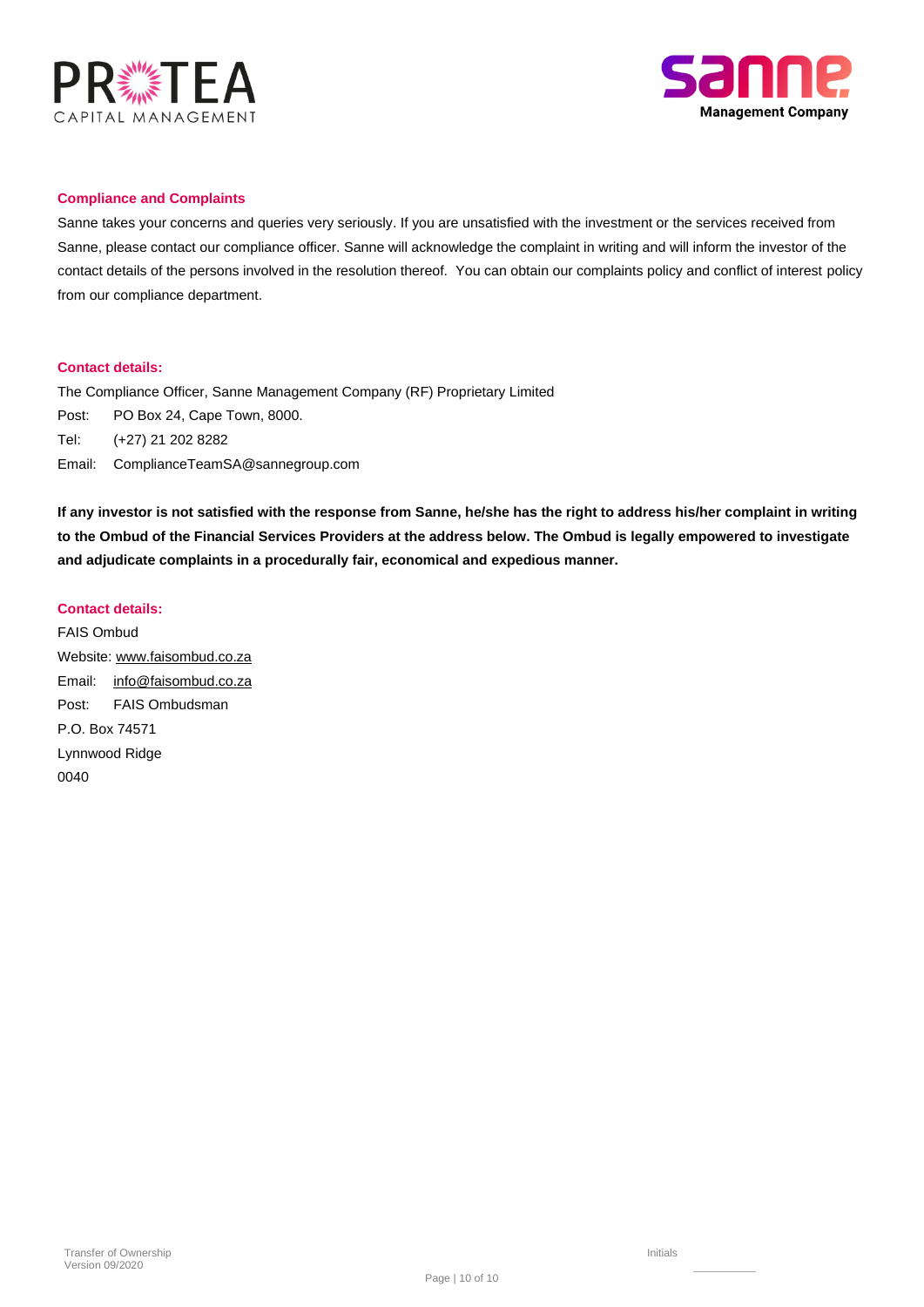### Compliance and Complaints

Sanne takes your concerns and queries very seriously. If you are unsatisfied with the investment or the services received from Sanne, please contact our compliance officer. Sanne will acknowledge the complaint in writing and will inform the investor of the contact details of the persons involved in the resolution thereof. You can obtain our complaints policy and conflict of interest policy from our compliance department.

### Contact details:

The Compliance Officer, Sanne Management Company (RF) Proprietary Limited

Post: PO Box 24, Cape Town, 8000.

Tel: (+27) 21 202 8282

Email: ComplianceTeamSA@sannegroup.com

**If any investor is not satisfied with the response from Sanne, he/she has the right to address his/her complaint in writing to the Ombud of the Financial Services Providers at the address below. The Ombud is legally empowered to investigate and adjudicate complaints in a procedurally fair, economical and expedious manner.**

### Contact details:

FAIS Ombud

Website: www.faisombud.co.za

Email: info@faisombud.co.za

Post: FAIS Ombudsman

P.O. Box 74571

Lynnwood Ridge

0040

Transfer of Ownership
Version 09/2020

Initials